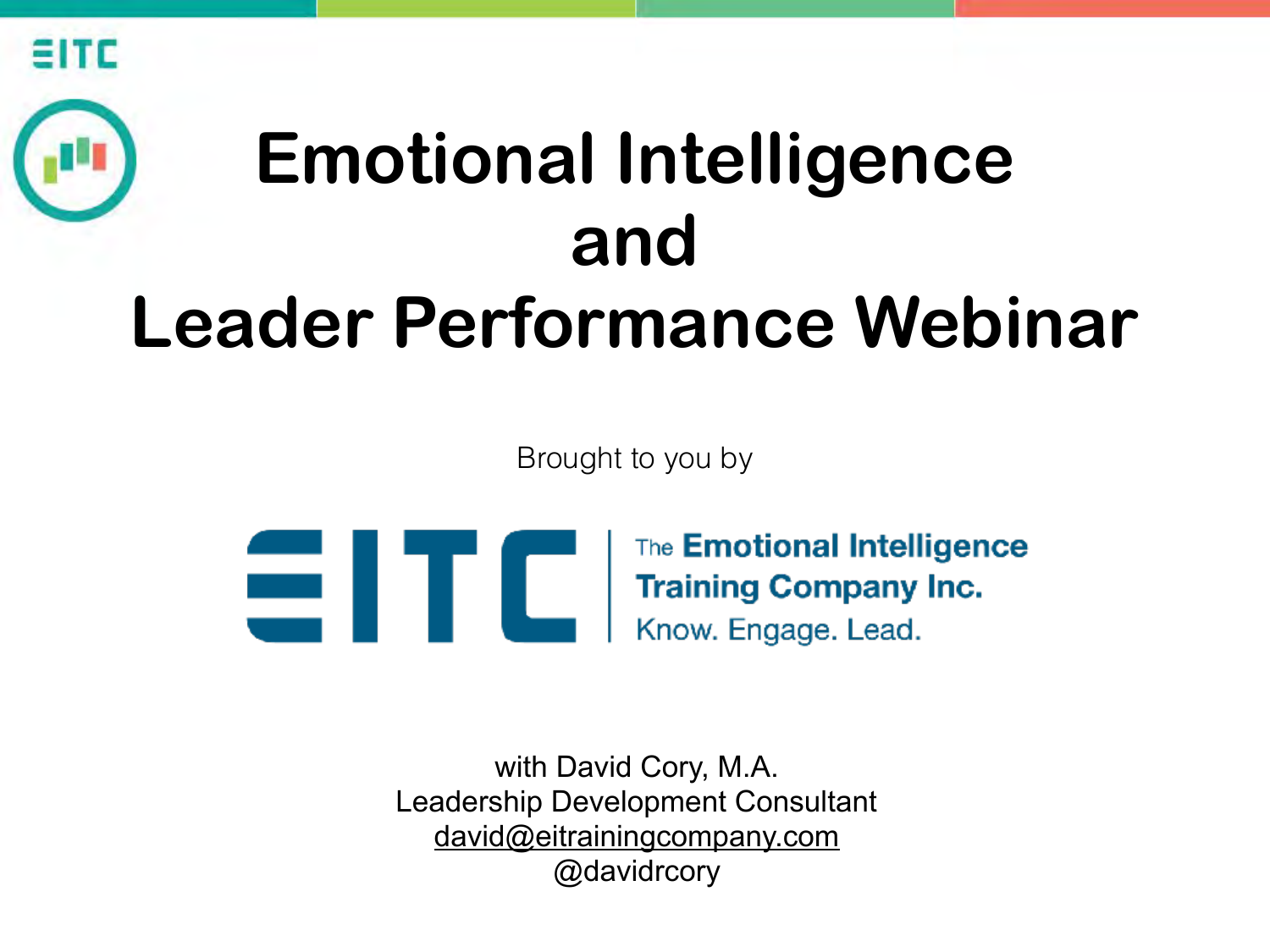# Emotional Intelligence and Leader Performance Webinar

Brought to you by

EITC | The Emotional Intelligence Training Company Inc.
Know. Engage. Lead.

with David Cory, M.A.
Leadership Development Consultant
david@eitrainingcompany.com
@davidrcory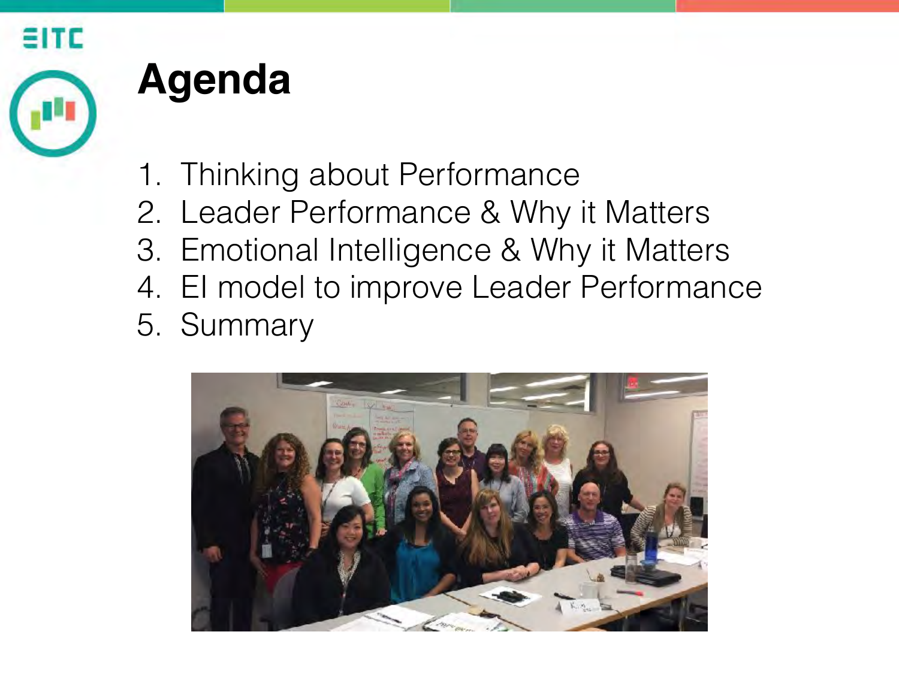# Agenda

1. Thinking about Performance
2. Leader Performance & Why it Matters
3. Emotional Intelligence & Why it Matters
4. EI model to improve Leader Performance
5. Summary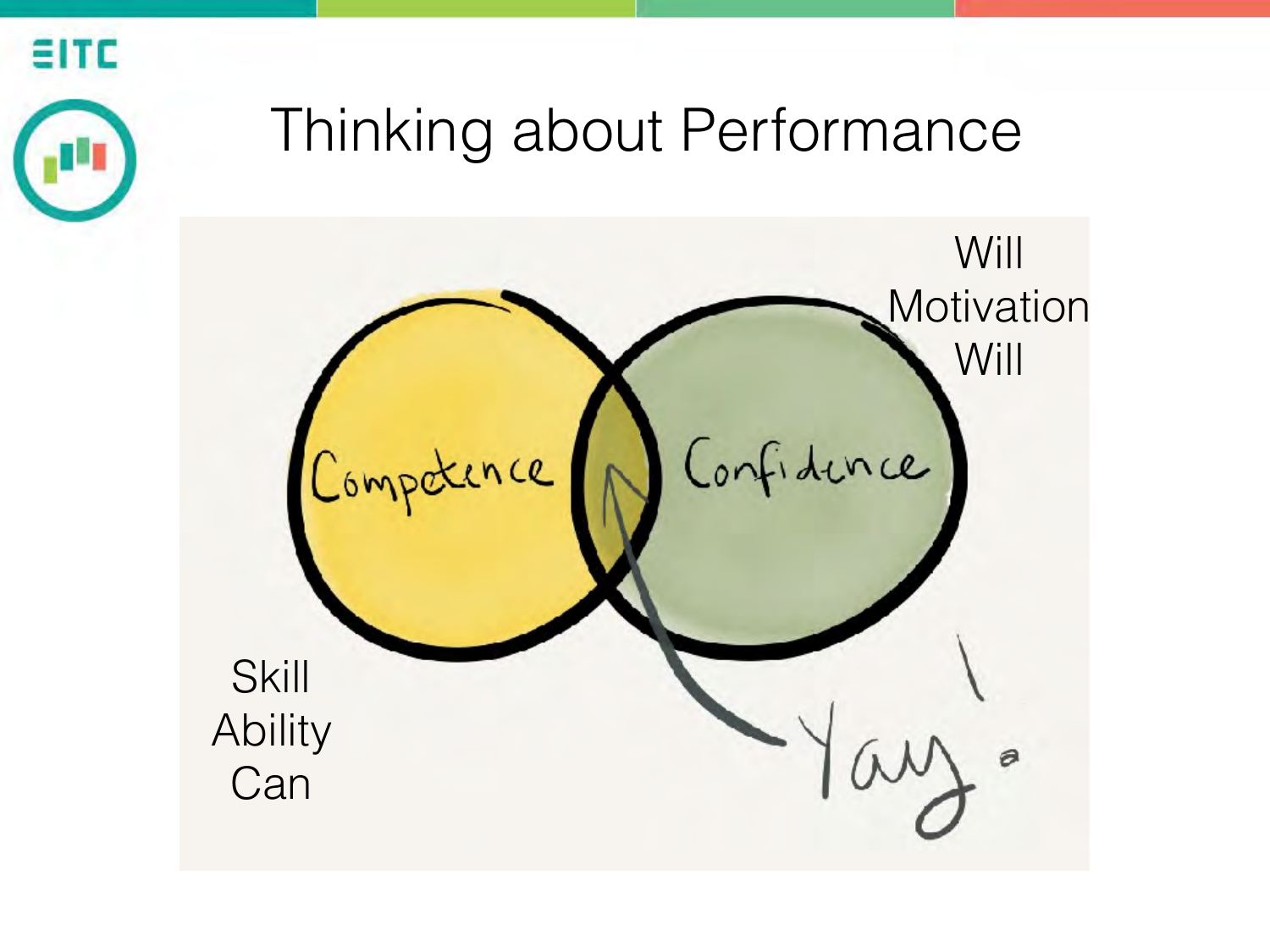# Thinking about Performance

Will
Motivation
Will

Competence

Confidence

Skill
Ability
Can

Yay!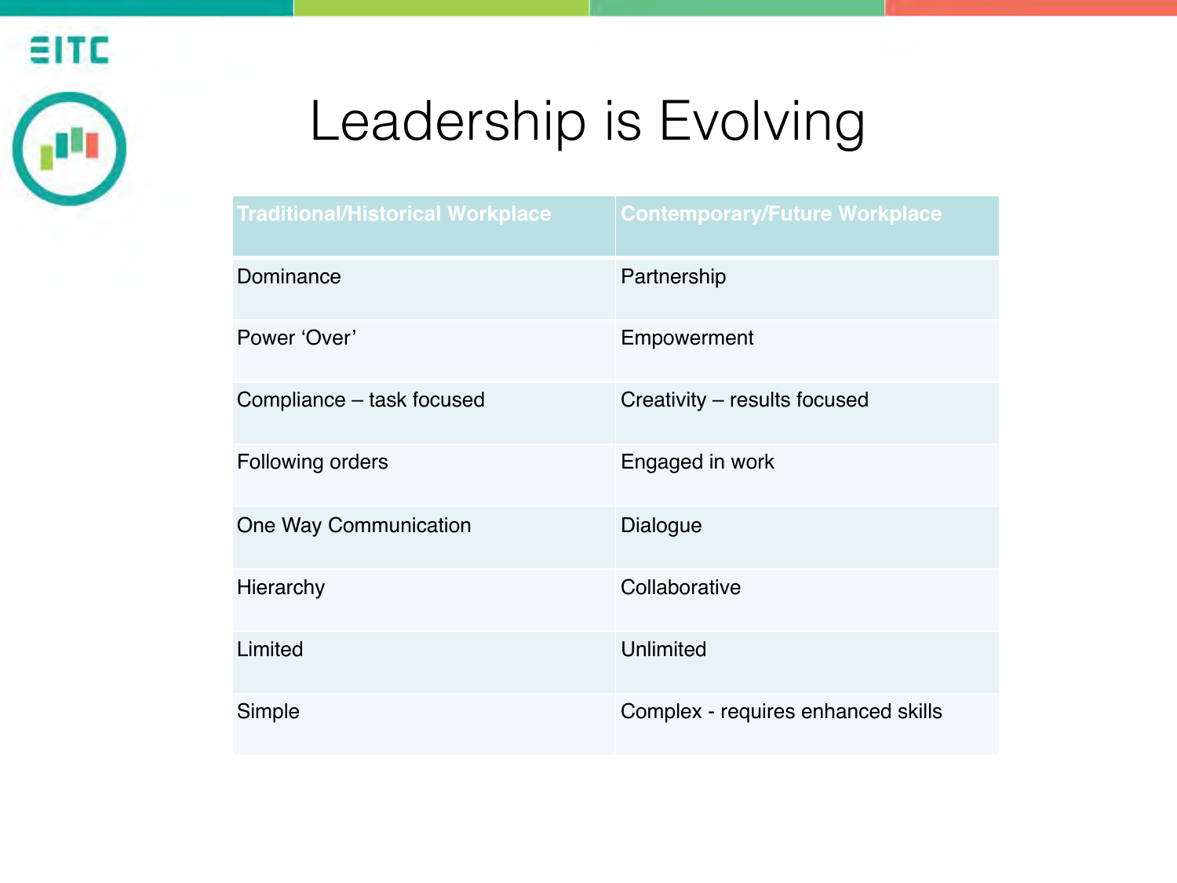# Leadership is Evolving

| Traditional/Historical Workplace | Contemporary/Future Workplace |
| --- | --- |
| Dominance | Partnership |
| Power 'Over' | Empowerment |
| Compliance – task focused | Creativity – results focused |
| Following orders | Engaged in work |
| One Way Communication | Dialogue |
| Hierarchy | Collaborative |
| Limited | Unlimited |
| Simple | Complex - requires enhanced skills |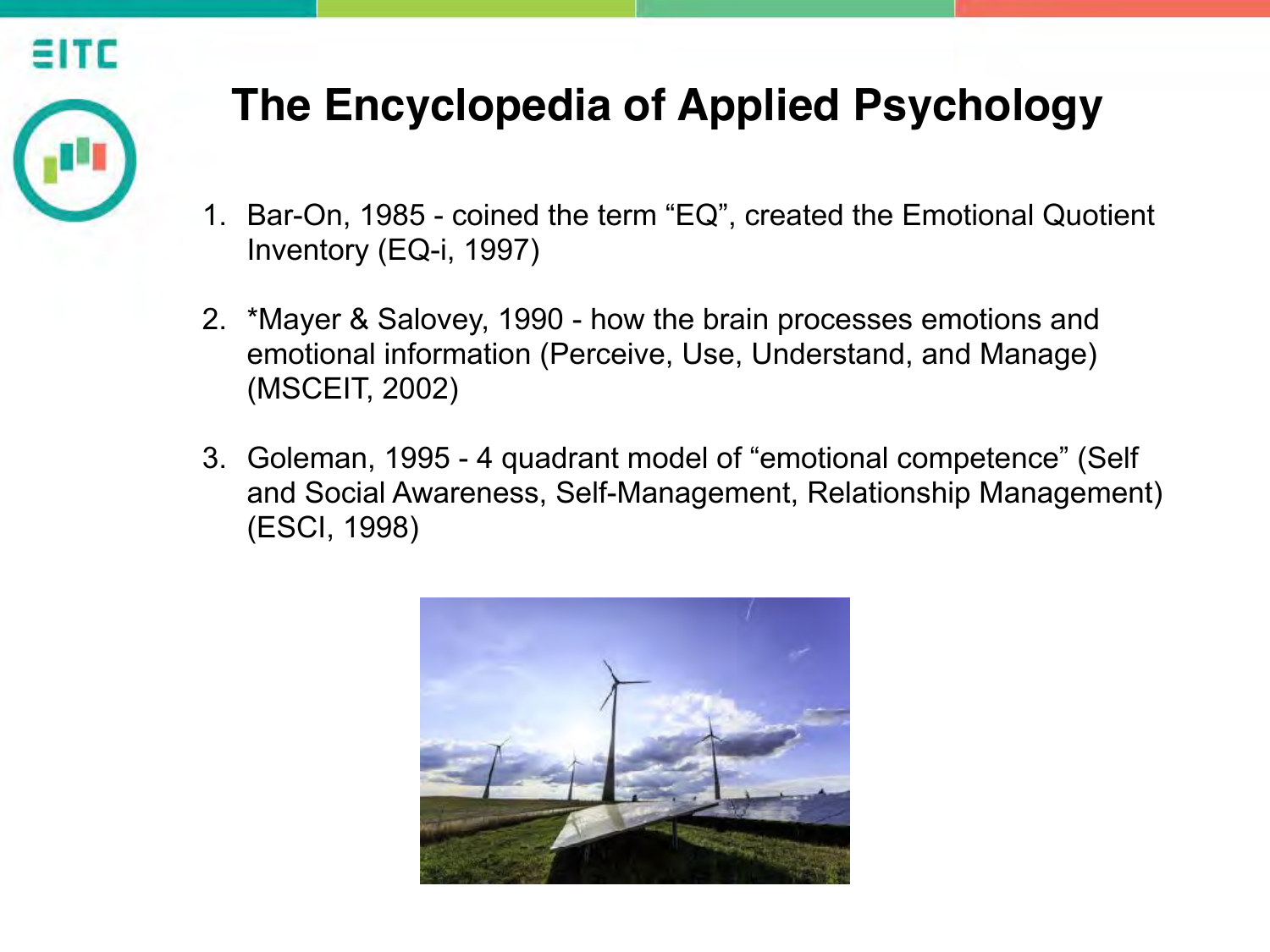# The Encyclopedia of Applied Psychology

1. Bar-On, 1985 - coined the term "EQ", created the Emotional Quotient Inventory (EQ-i, 1997)

2. *Mayer & Salovey, 1990 - how the brain processes emotions and emotional information (Perceive, Use, Understand, and Manage) (MSCEIT, 2002)

3. Goleman, 1995 - 4 quadrant model of "emotional competence" (Self and Social Awareness, Self-Management, Relationship Management) (ESCI, 1998)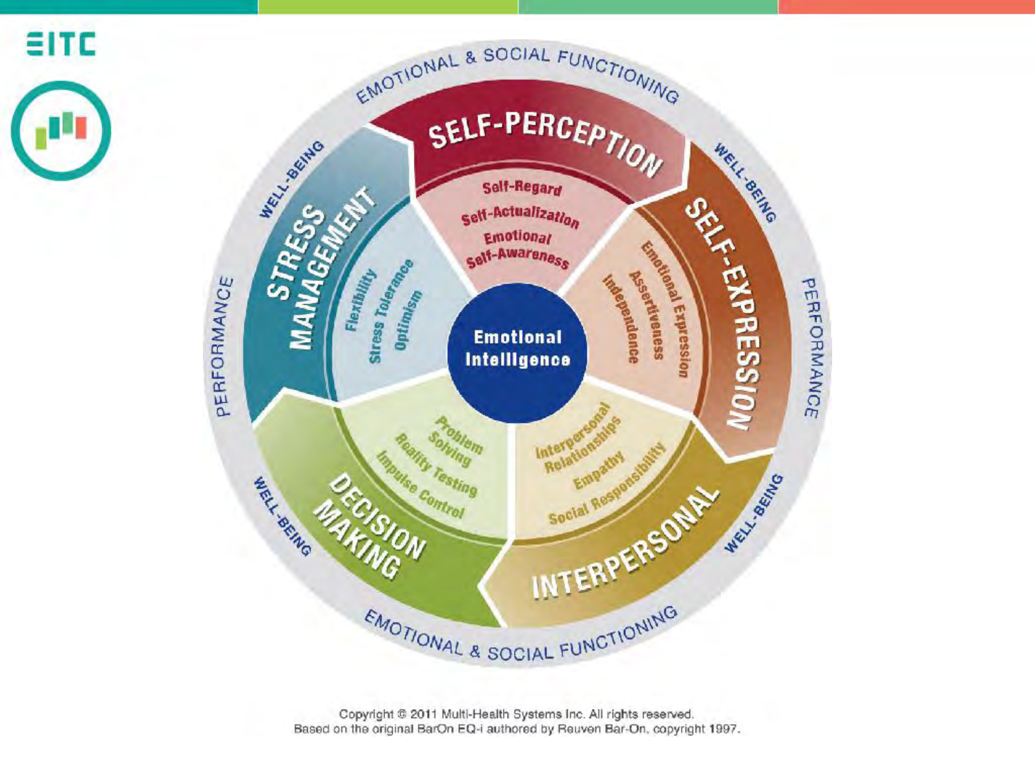EMOTIONAL & SOCIAL FUNCTIONING

**Emotional Intelligence**

## SELF-PERCEPTION
- Self-Regard
- Self-Actualization
- Emotional Self-Awareness

## SELF-EXPRESSION
- Emotional Expression
- Assertiveness
- Independence

## INTERPERSONAL
- Interpersonal Relationships
- Empathy
- Social Responsibility

## DECISION MAKING
- Problem Solving
- Reality Testing
- Impulse Control

## STRESS MANAGEMENT
- Flexibility
- Stress Tolerance
- Optimism

WELL-BEING

PERFORMANCE

Copyright © 2011 Multi-Health Systems Inc. All rights reserved.
Based on the original BarOn EQ-i authored by Reuven Bar-On, copyright 1997.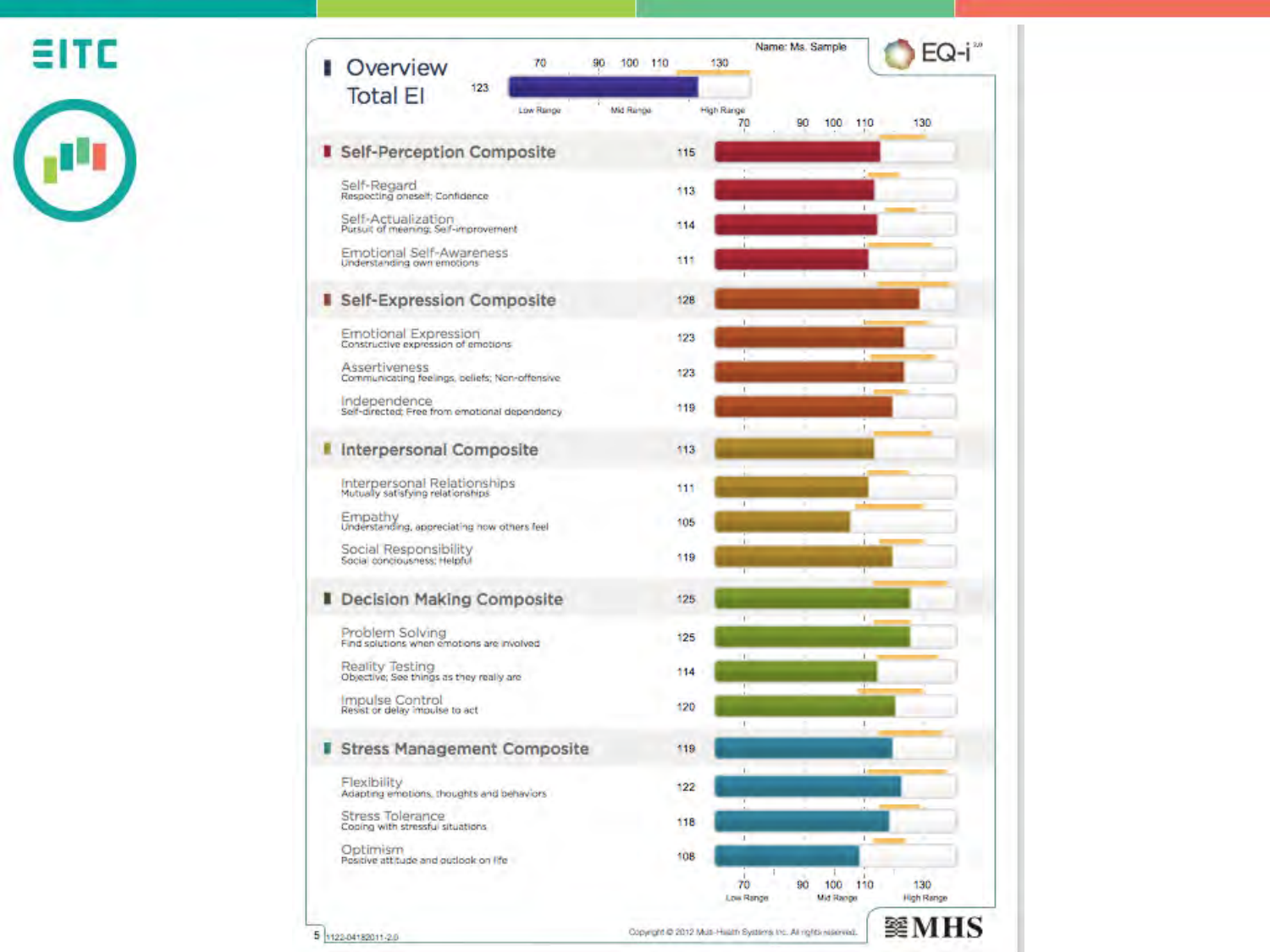# EITC

## Overview

**Total EI:** 123

Name: Ms. Sample

EQ-i 2.0

Scale: 70 | 90 | 100 | 110 | 130 — Low Range | Mid Range | High Range

| Scale | Description | Score |
| --- | --- | --- |
| **Self-Perception Composite** | | **115** |
| Self-Regard | Respecting oneself; Confidence | 113 |
| Self-Actualization | Pursuit of meaning; Self-improvement | 114 |
| Emotional Self-Awareness | Understanding own emotions | 111 |
| **Self-Expression Composite** | | **128** |
| Emotional Expression | Constructive expression of emotions | 123 |
| Assertiveness | Communicating feelings, beliefs; Non-offensive | 123 |
| Independence | Self-directed; Free from emotional dependency | 119 |
| **Interpersonal Composite** | | **113** |
| Interpersonal Relationships | Mutually satisfying relationships | 111 |
| Empathy | Understanding, appreciating how others feel | 105 |
| Social Responsibility | Social consciousness; Helpful | 119 |
| **Decision Making Composite** | | **125** |
| Problem Solving | Find solutions when emotions are involved | 125 |
| Reality Testing | Objective; See things as they really are | 114 |
| Impulse Control | Resist or delay impulse to act | 120 |
| **Stress Management Composite** | | **119** |
| Flexibility | Adapting emotions, thoughts and behaviors | 122 |
| Stress Tolerance | Coping with stressful situations | 118 |
| Optimism | Positive attitude and outlook on life | 108 |

1122-04182011-2.0

Copyright © 2012 Multi-Health Systems Inc. All rights reserved.

MHS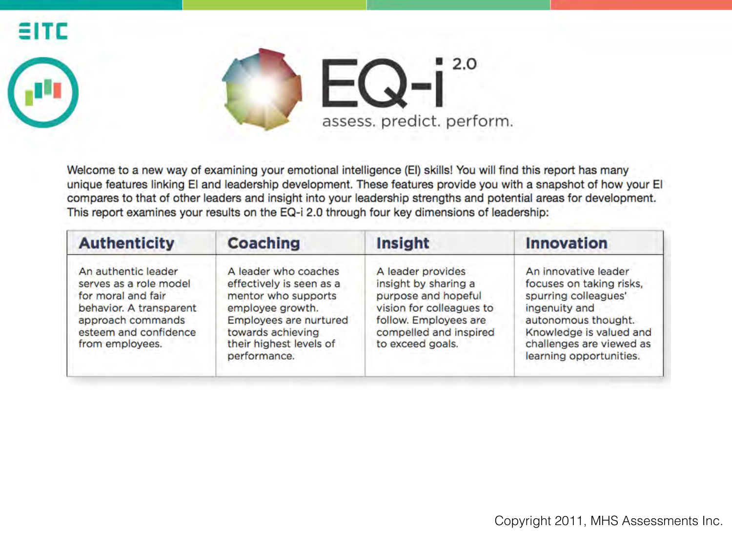# EQ-i 2.0

assess. predict. perform.

Welcome to a new way of examining your emotional intelligence (EI) skills! You will find this report has many unique features linking EI and leadership development. These features provide you with a snapshot of how your EI compares to that of other leaders and insight into your leadership strengths and potential areas for development. This report examines your results on the EQ-i 2.0 through four key dimensions of leadership:

| Authenticity | Coaching | Insight | Innovation |
|---|---|---|---|
| An authentic leader serves as a role model for moral and fair behavior. A transparent approach commands esteem and confidence from employees. | A leader who coaches effectively is seen as a mentor who supports employee growth. Employees are nurtured towards achieving their highest levels of performance. | A leader provides insight by sharing a purpose and hopeful vision for colleagues to follow. Employees are compelled and inspired to exceed goals. | An innovative leader focuses on taking risks, spurring colleagues' ingenuity and autonomous thought. Knowledge is valued and challenges are viewed as learning opportunities. |

Copyright 2011, MHS Assessments Inc.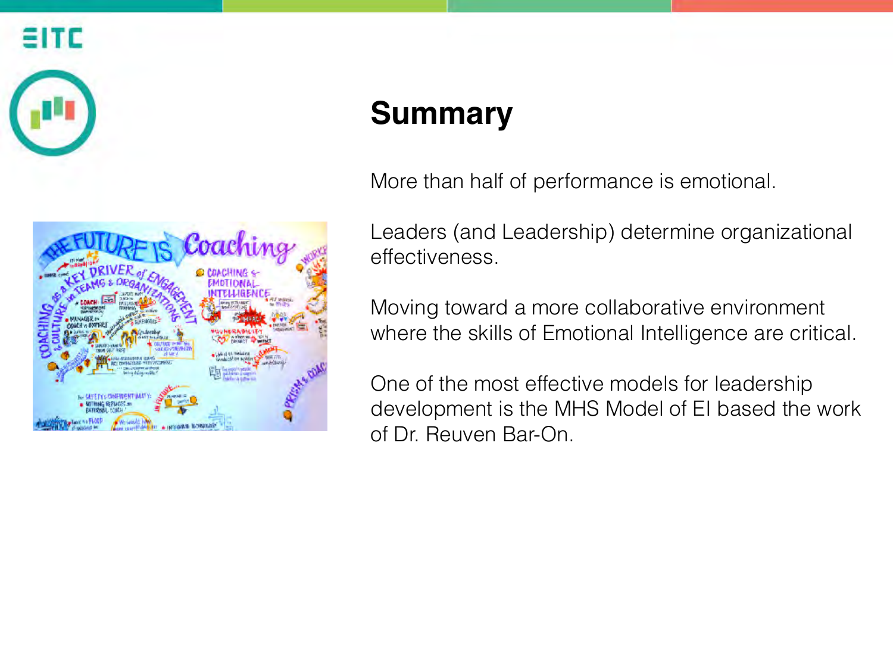# Summary

More than half of performance is emotional.

Leaders (and Leadership) determine organizational effectiveness.

Moving toward a more collaborative environment where the skills of Emotional Intelligence are critical.

One of the most effective models for leadership development is the MHS Model of EI based the work of Dr. Reuven Bar-On.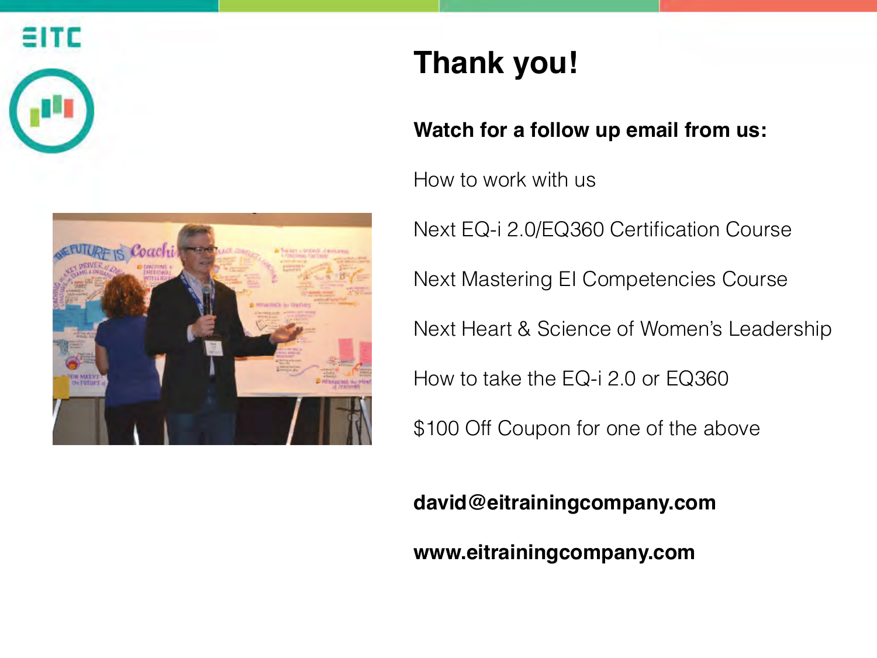# Thank you!

**Watch for a follow up email from us:**

How to work with us

Next EQ-i 2.0/EQ360 Certification Course

Next Mastering EI Competencies Course

Next Heart & Science of Women's Leadership

How to take the EQ-i 2.0 or EQ360

$100 Off Coupon for one of the above

**david@eitrainingcompany.com**

**www.eitrainingcompany.com**